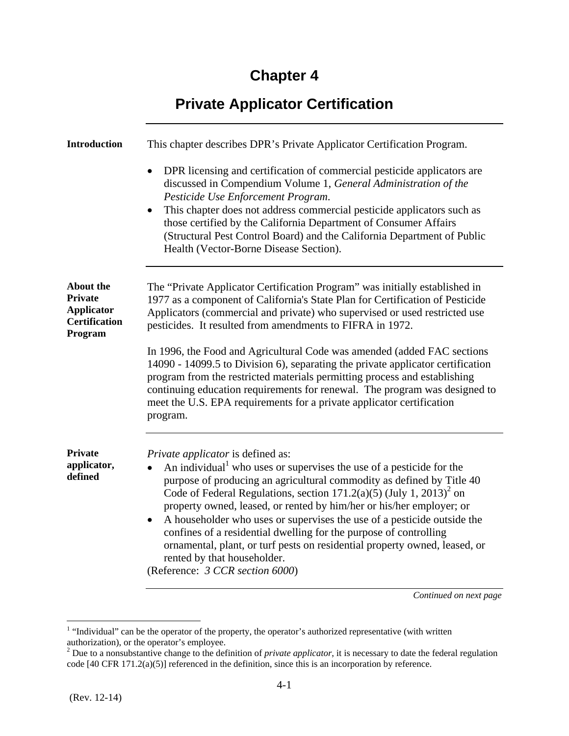# Chapter 4

## Private Applicator Certification

---

**Introduction**

This chapter describes DPR's Private Applicator Certification Program.

- DPR licensing and certification of commercial pesticide applicators are discussed in Compendium Volume 1, *General Administration of the Pesticide Use Enforcement Program*.
- This chapter does not address commercial pesticide applicators such as those certified by the California Department of Consumer Affairs (Structural Pest Control Board) and the California Department of Public Health (Vector-Borne Disease Section).

---

**About the Private Applicator Certification Program**

The "Private Applicator Certification Program" was initially established in 1977 as a component of California's State Plan for Certification of Pesticide Applicators (commercial and private) who supervised or used restricted use pesticides. It resulted from amendments to FIFRA in 1972.

In 1996, the Food and Agricultural Code was amended (added FAC sections 14090 - 14099.5 to Division 6), separating the private applicator certification program from the restricted materials permitting process and establishing continuing education requirements for renewal. The program was designed to meet the U.S. EPA requirements for a private applicator certification program.

---

**Private applicator, defined**

*Private applicator* is defined as:

- An individual[1] who uses or supervises the use of a pesticide for the purpose of producing an agricultural commodity as defined by Title 40 Code of Federal Regulations, section 171.2(a)(5) (July 1, 2013)[2] on property owned, leased, or rented by him/her or his/her employer; or
- A householder who uses or supervises the use of a pesticide outside the confines of a residential dwelling for the purpose of controlling ornamental, plant, or turf pests on residential property owned, leased, or rented by that householder.

(Reference: *3 CCR section 6000*)

*Continued on next page*

---

[1] "Individual" can be the operator of the property, the operator's authorized representative (with written authorization), or the operator's employee.

[2] Due to a nonsubstantive change to the definition of *private applicator*, it is necessary to date the federal regulation code [40 CFR 171.2(a)(5)] referenced in the definition, since this is an incorporation by reference.

(Rev. 12-14)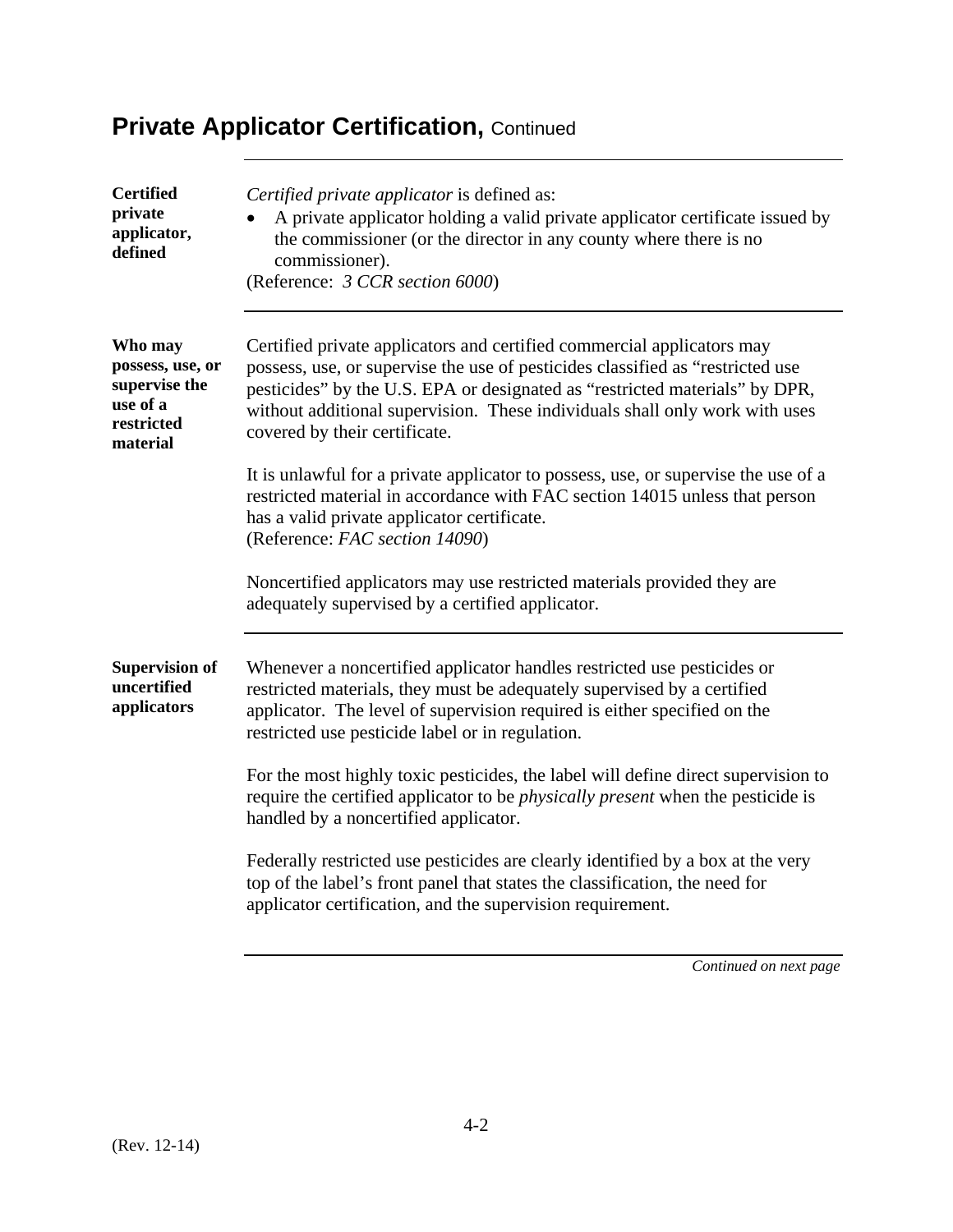# Private Applicator Certification, Continued

**Certified private applicator, defined**

*Certified private applicator* is defined as:

- A private applicator holding a valid private applicator certificate issued by the commissioner (or the director in any county where there is no commissioner).

(Reference: *3 CCR section 6000*)

**Who may possess, use, or supervise the use of a restricted material**

Certified private applicators and certified commercial applicators may possess, use, or supervise the use of pesticides classified as "restricted use pesticides" by the U.S. EPA or designated as "restricted materials" by DPR, without additional supervision. These individuals shall only work with uses covered by their certificate.

It is unlawful for a private applicator to possess, use, or supervise the use of a restricted material in accordance with FAC section 14015 unless that person has a valid private applicator certificate.
(Reference: *FAC section 14090*)

Noncertified applicators may use restricted materials provided they are adequately supervised by a certified applicator.

**Supervision of uncertified applicators**

Whenever a noncertified applicator handles restricted use pesticides or restricted materials, they must be adequately supervised by a certified applicator. The level of supervision required is either specified on the restricted use pesticide label or in regulation.

For the most highly toxic pesticides, the label will define direct supervision to require the certified applicator to be *physically present* when the pesticide is handled by a noncertified applicator.

Federally restricted use pesticides are clearly identified by a box at the very top of the label's front panel that states the classification, the need for applicator certification, and the supervision requirement.

*Continued on next page*

(Rev. 12-14)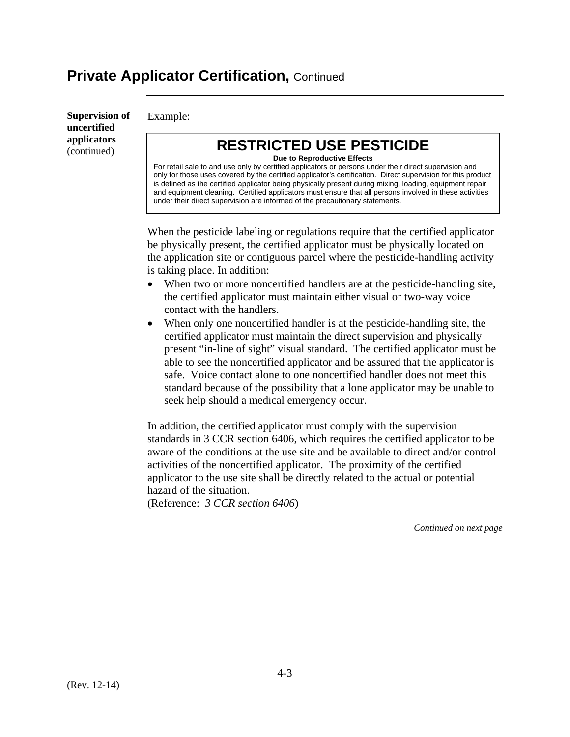# Private Applicator Certification, Continued

**Supervision of uncertified applicators** (continued)

Example:

> **RESTRICTED USE PESTICIDE**
>
> **Due to Reproductive Effects**
>
> For retail sale to and use only by certified applicators or persons under their direct supervision and only for those uses covered by the certified applicator's certification. Direct supervision for this product is defined as the certified applicator being physically present during mixing, loading, equipment repair and equipment cleaning. Certified applicators must ensure that all persons involved in these activities under their direct supervision are informed of the precautionary statements.

When the pesticide labeling or regulations require that the certified applicator be physically present, the certified applicator must be physically located on the application site or contiguous parcel where the pesticide-handling activity is taking place. In addition:

- When two or more noncertified handlers are at the pesticide-handling site, the certified applicator must maintain either visual or two-way voice contact with the handlers.
- When only one noncertified handler is at the pesticide-handling site, the certified applicator must maintain the direct supervision and physically present "in-line of sight" visual standard. The certified applicator must be able to see the noncertified applicator and be assured that the applicator is safe. Voice contact alone to one noncertified handler does not meet this standard because of the possibility that a lone applicator may be unable to seek help should a medical emergency occur.

In addition, the certified applicator must comply with the supervision standards in 3 CCR section 6406, which requires the certified applicator to be aware of the conditions at the use site and be available to direct and/or control activities of the noncertified applicator. The proximity of the certified applicator to the use site shall be directly related to the actual or potential hazard of the situation.
(Reference: *3 CCR section 6406*)

*Continued on next page*

(Rev. 12-14)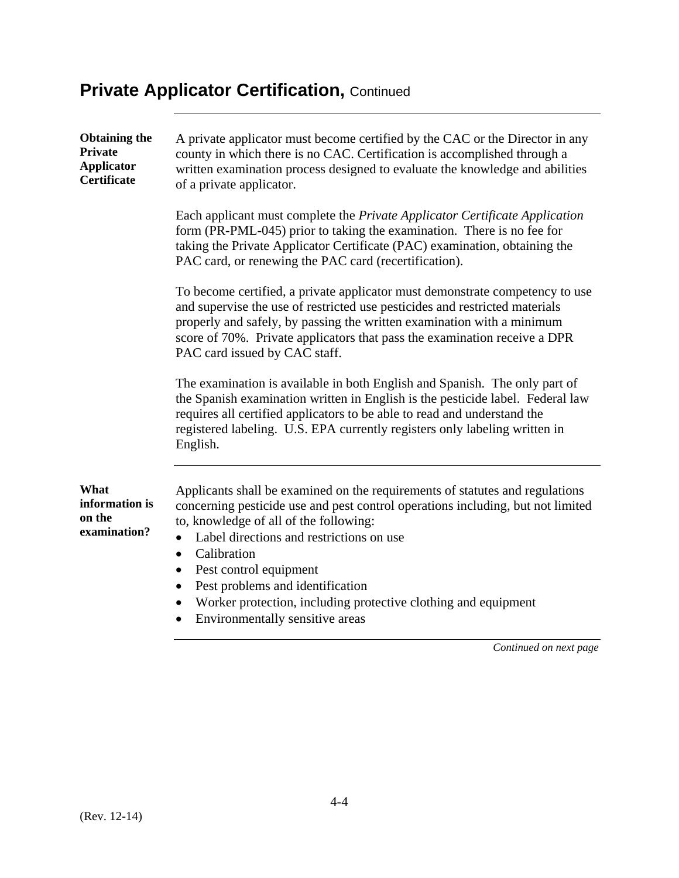## Private Applicator Certification, Continued

**Obtaining the Private Applicator Certificate**

A private applicator must become certified by the CAC or the Director in any county in which there is no CAC. Certification is accomplished through a written examination process designed to evaluate the knowledge and abilities of a private applicator.

Each applicant must complete the *Private Applicator Certificate Application* form (PR-PML-045) prior to taking the examination. There is no fee for taking the Private Applicator Certificate (PAC) examination, obtaining the PAC card, or renewing the PAC card (recertification).

To become certified, a private applicator must demonstrate competency to use and supervise the use of restricted use pesticides and restricted materials properly and safely, by passing the written examination with a minimum score of 70%. Private applicators that pass the examination receive a DPR PAC card issued by CAC staff.

The examination is available in both English and Spanish. The only part of the Spanish examination written in English is the pesticide label. Federal law requires all certified applicators to be able to read and understand the registered labeling. U.S. EPA currently registers only labeling written in English.

**What information is on the examination?**

Applicants shall be examined on the requirements of statutes and regulations concerning pesticide use and pest control operations including, but not limited to, knowledge of all of the following:

- Label directions and restrictions on use
- Calibration
- Pest control equipment
- Pest problems and identification
- Worker protection, including protective clothing and equipment
- Environmentally sensitive areas

*Continued on next page*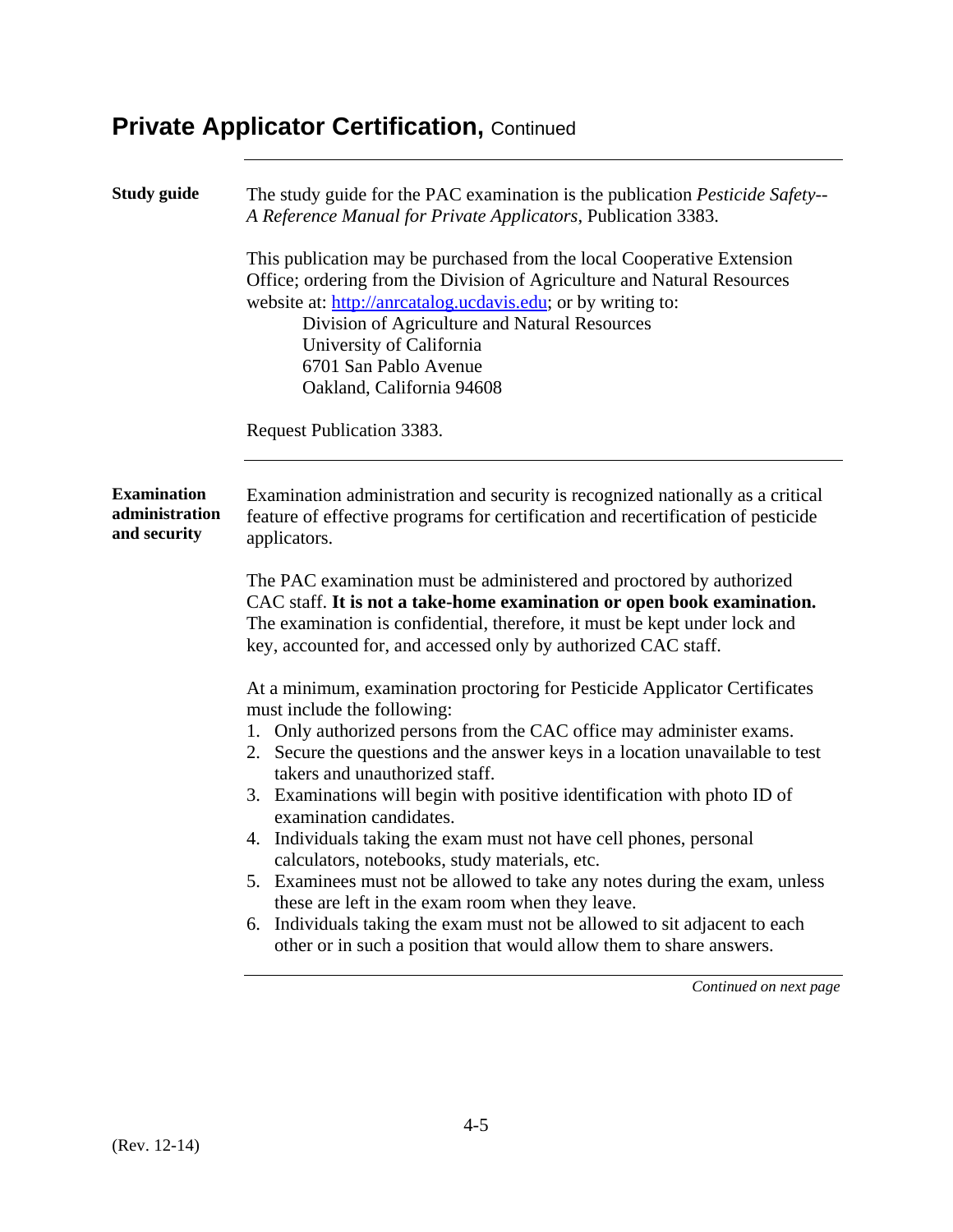# Private Applicator Certification, Continued

**Study guide**

The study guide for the PAC examination is the publication *Pesticide Safety--A Reference Manual for Private Applicators*, Publication 3383.

This publication may be purchased from the local Cooperative Extension Office; ordering from the Division of Agriculture and Natural Resources website at: http://anrcatalog.ucdavis.edu; or by writing to:

Division of Agriculture and Natural Resources
University of California
6701 San Pablo Avenue
Oakland, California 94608

Request Publication 3383.

**Examination administration and security**

Examination administration and security is recognized nationally as a critical feature of effective programs for certification and recertification of pesticide applicators.

The PAC examination must be administered and proctored by authorized CAC staff. **It is not a take-home examination or open book examination.** The examination is confidential, therefore, it must be kept under lock and key, accounted for, and accessed only by authorized CAC staff.

At a minimum, examination proctoring for Pesticide Applicator Certificates must include the following:

1. Only authorized persons from the CAC office may administer exams.
2. Secure the questions and the answer keys in a location unavailable to test takers and unauthorized staff.
3. Examinations will begin with positive identification with photo ID of examination candidates.
4. Individuals taking the exam must not have cell phones, personal calculators, notebooks, study materials, etc.
5. Examinees must not be allowed to take any notes during the exam, unless these are left in the exam room when they leave.
6. Individuals taking the exam must not be allowed to sit adjacent to each other or in such a position that would allow them to share answers.

*Continued on next page*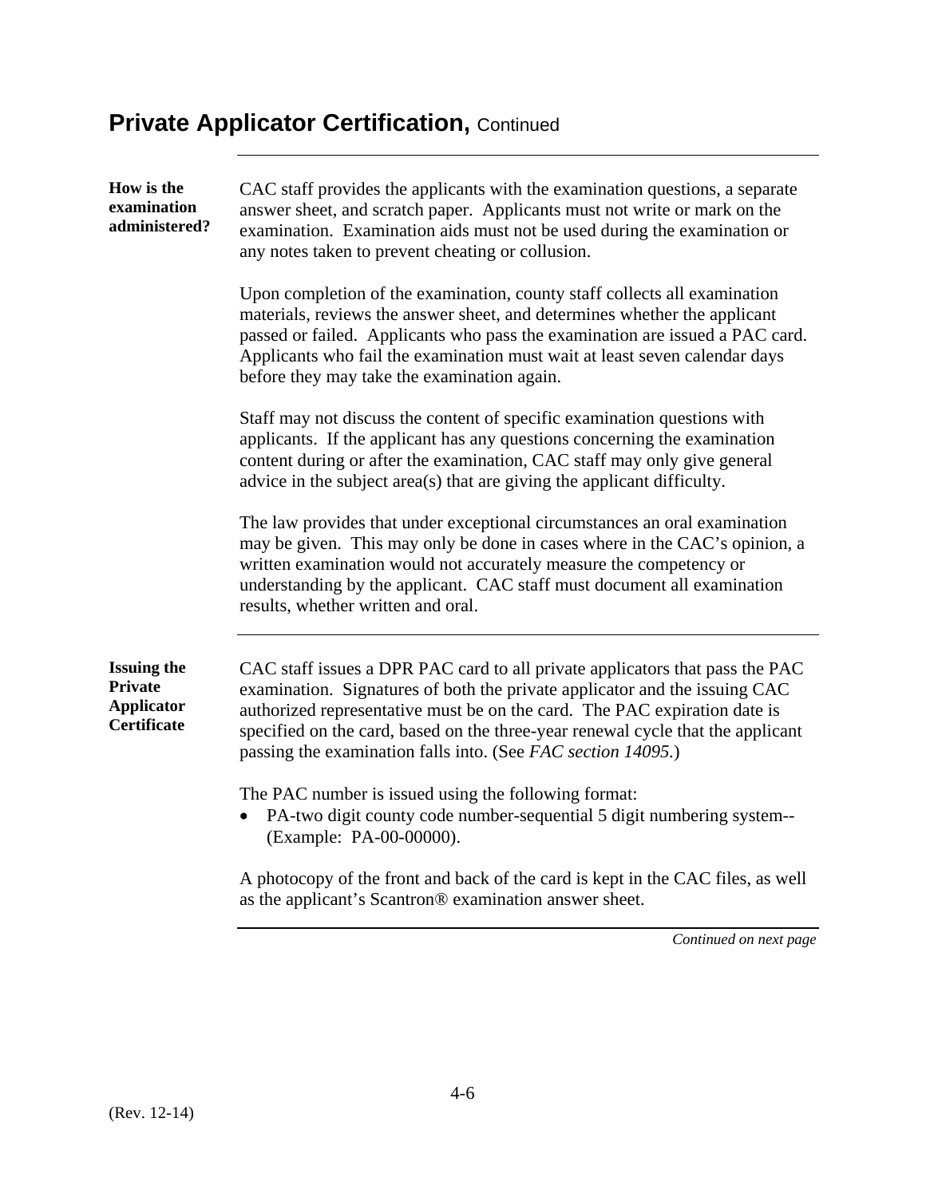# Private Applicator Certification, Continued

**How is the examination administered?**

CAC staff provides the applicants with the examination questions, a separate answer sheet, and scratch paper. Applicants must not write or mark on the examination. Examination aids must not be used during the examination or any notes taken to prevent cheating or collusion.

Upon completion of the examination, county staff collects all examination materials, reviews the answer sheet, and determines whether the applicant passed or failed. Applicants who pass the examination are issued a PAC card. Applicants who fail the examination must wait at least seven calendar days before they may take the examination again.

Staff may not discuss the content of specific examination questions with applicants. If the applicant has any questions concerning the examination content during or after the examination, CAC staff may only give general advice in the subject area(s) that are giving the applicant difficulty.

The law provides that under exceptional circumstances an oral examination may be given. This may only be done in cases where in the CAC's opinion, a written examination would not accurately measure the competency or understanding by the applicant. CAC staff must document all examination results, whether written and oral.

**Issuing the Private Applicator Certificate**

CAC staff issues a DPR PAC card to all private applicators that pass the PAC examination. Signatures of both the private applicator and the issuing CAC authorized representative must be on the card. The PAC expiration date is specified on the card, based on the three-year renewal cycle that the applicant passing the examination falls into. (See *FAC section 14095.*)

The PAC number is issued using the following format:

- PA-two digit county code number-sequential 5 digit numbering system--(Example: PA-00-00000).

A photocopy of the front and back of the card is kept in the CAC files, as well as the applicant's Scantron® examination answer sheet.

*Continued on next page*

(Rev. 12-14)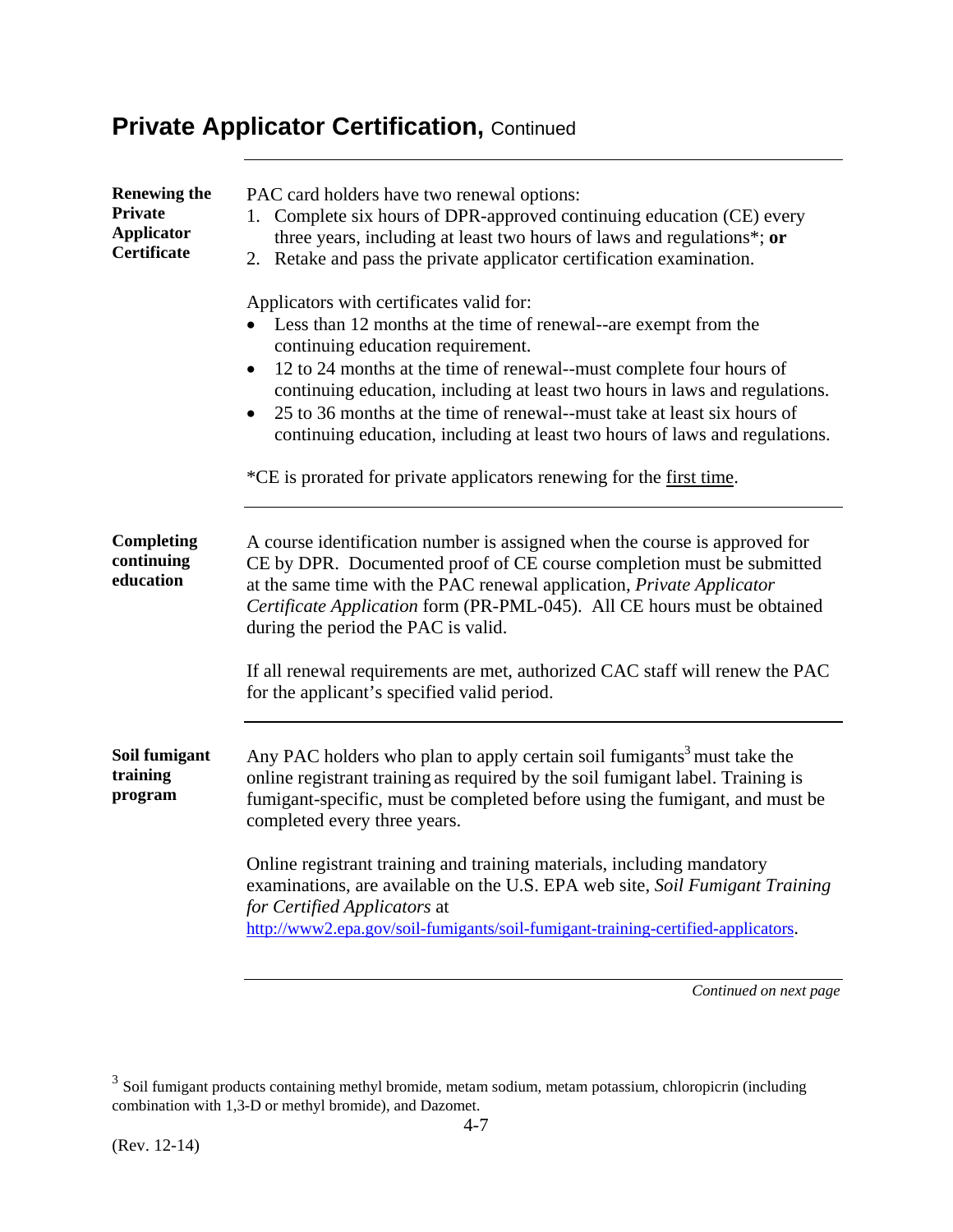## Private Applicator Certification, Continued

### Renewing the Private Applicator Certificate

PAC card holders have two renewal options:

1. Complete six hours of DPR-approved continuing education (CE) every three years, including at least two hours of laws and regulations*; **or**
2. Retake and pass the private applicator certification examination.

Applicators with certificates valid for:

- Less than 12 months at the time of renewal--are exempt from the continuing education requirement.
- 12 to 24 months at the time of renewal--must complete four hours of continuing education, including at least two hours in laws and regulations.
- 25 to 36 months at the time of renewal--must take at least six hours of continuing education, including at least two hours of laws and regulations.

*CE is prorated for private applicators renewing for the first time.

### Completing continuing education

A course identification number is assigned when the course is approved for CE by DPR. Documented proof of CE course completion must be submitted at the same time with the PAC renewal application, *Private Applicator Certificate Application* form (PR-PML-045). All CE hours must be obtained during the period the PAC is valid.

If all renewal requirements are met, authorized CAC staff will renew the PAC for the applicant's specified valid period.

### Soil fumigant training program

Any PAC holders who plan to apply certain soil fumigants[3] must take the online registrant training as required by the soil fumigant label. Training is fumigant-specific, must be completed before using the fumigant, and must be completed every three years.

Online registrant training and training materials, including mandatory examinations, are available on the U.S. EPA web site, *Soil Fumigant Training for Certified Applicators* at http://www2.epa.gov/soil-fumigants/soil-fumigant-training-certified-applicators.

*Continued on next page*

[3] Soil fumigant products containing methyl bromide, metam sodium, metam potassium, chloropicrin (including combination with 1,3-D or methyl bromide), and Dazomet.

(Rev. 12-14)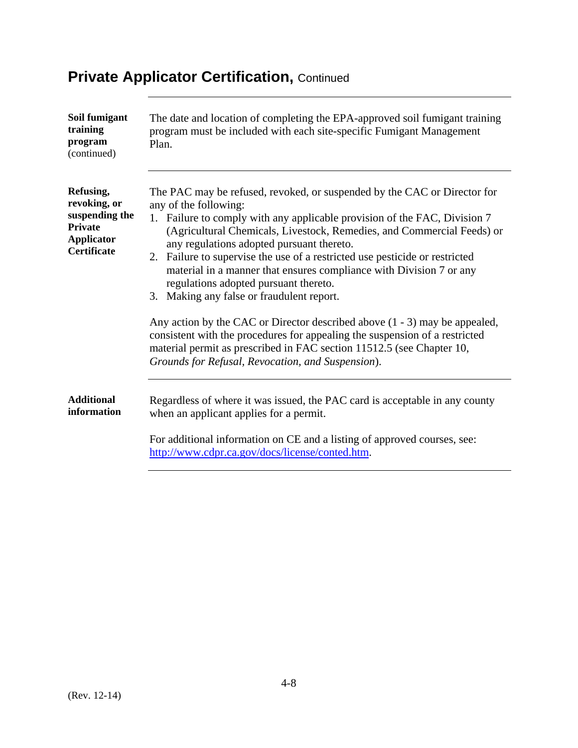# Private Applicator Certification, Continued

**Soil fumigant training program** (continued)

The date and location of completing the EPA-approved soil fumigant training program must be included with each site-specific Fumigant Management Plan.

---

**Refusing, revoking, or suspending the Private Applicator Certificate**

The PAC may be refused, revoked, or suspended by the CAC or Director for any of the following:

1. Failure to comply with any applicable provision of the FAC, Division 7 (Agricultural Chemicals, Livestock, Remedies, and Commercial Feeds) or any regulations adopted pursuant thereto.
2. Failure to supervise the use of a restricted use pesticide or restricted material in a manner that ensures compliance with Division 7 or any regulations adopted pursuant thereto.
3. Making any false or fraudulent report.

Any action by the CAC or Director described above (1 - 3) may be appealed, consistent with the procedures for appealing the suspension of a restricted material permit as prescribed in FAC section 11512.5 (see Chapter 10, *Grounds for Refusal, Revocation, and Suspension*).

---

**Additional information**

Regardless of where it was issued, the PAC card is acceptable in any county when an applicant applies for a permit.

For additional information on CE and a listing of approved courses, see: [http://www.cdpr.ca.gov/docs/license/conted.htm](http://www.cdpr.ca.gov/docs/license/conted.htm).

(Rev. 12-14)